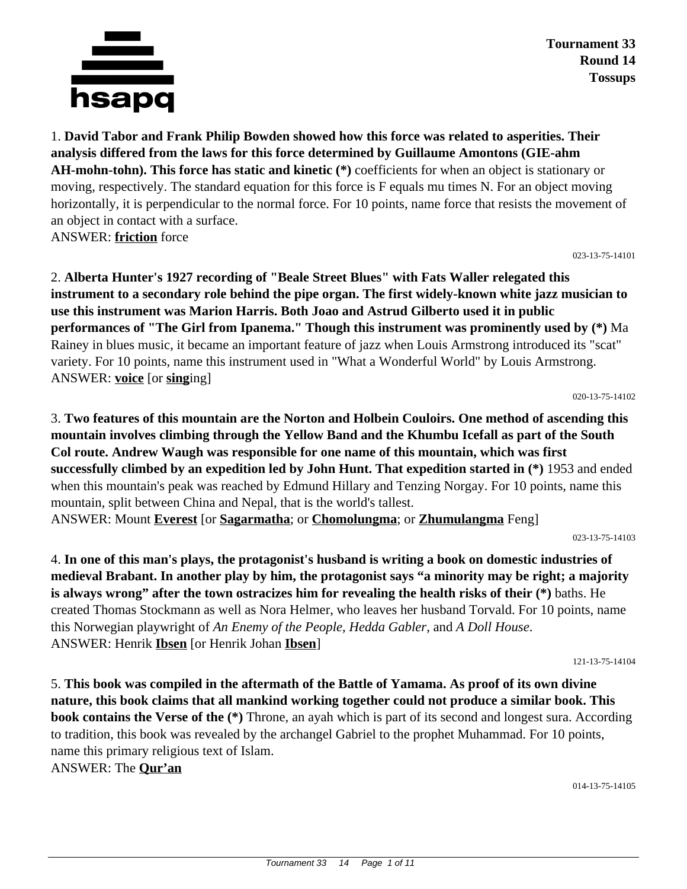**Tournament 33**
**Round 14**
**Tossups**

1. **David Tabor and Frank Philip Bowden showed how this force was related to asperities. Their analysis differed from the laws for this force determined by Guillaume Amontons (GIE-ahm AH-mohn-tohn). This force has static and kinetic (*)** coefficients for when an object is stationary or moving, respectively. The standard equation for this force is F equals mu times N. For an object moving horizontally, it is perpendicular to the normal force. For 10 points, name force that resists the movement of an object in contact with a surface.
ANSWER: **friction** force

023-13-75-14101

2. **Alberta Hunter's 1927 recording of "Beale Street Blues" with Fats Waller relegated this instrument to a secondary role behind the pipe organ. The first widely-known white jazz musician to use this instrument was Marion Harris. Both Joao and Astrud Gilberto used it in public performances of "The Girl from Ipanema." Though this instrument was prominently used by (*)** Ma Rainey in blues music, it became an important feature of jazz when Louis Armstrong introduced its "scat" variety. For 10 points, name this instrument used in "What a Wonderful World" by Louis Armstrong.
ANSWER: **voice** [or **sing**ing]

020-13-75-14102

3. **Two features of this mountain are the Norton and Holbein Couloirs. One method of ascending this mountain involves climbing through the Yellow Band and the Khumbu Icefall as part of the South Col route. Andrew Waugh was responsible for one name of this mountain, which was first successfully climbed by an expedition led by John Hunt. That expedition started in (*)** 1953 and ended when this mountain's peak was reached by Edmund Hillary and Tenzing Norgay. For 10 points, name this mountain, split between China and Nepal, that is the world's tallest.
ANSWER: Mount **Everest** [or **Sagarmatha**; or **Chomolungma**; or **Zhumulangma** Feng]

023-13-75-14103

4. **In one of this man's plays, the protagonist's husband is writing a book on domestic industries of medieval Brabant. In another play by him, the protagonist says "a minority may be right; a majority is always wrong" after the town ostracizes him for revealing the health risks of their (*)** baths. He created Thomas Stockmann as well as Nora Helmer, who leaves her husband Torvald. For 10 points, name this Norwegian playwright of *An Enemy of the People*, *Hedda Gabler*, and *A Doll House*.
ANSWER: Henrik **Ibsen** [or Henrik Johan **Ibsen**]

121-13-75-14104

5. **This book was compiled in the aftermath of the Battle of Yamama. As proof of its own divine nature, this book claims that all mankind working together could not produce a similar book. This book contains the Verse of the (*)** Throne, an ayah which is part of its second and longest sura. According to tradition, this book was revealed by the archangel Gabriel to the prophet Muhammad. For 10 points, name this primary religious text of Islam.
ANSWER: The **Qur'an**

014-13-75-14105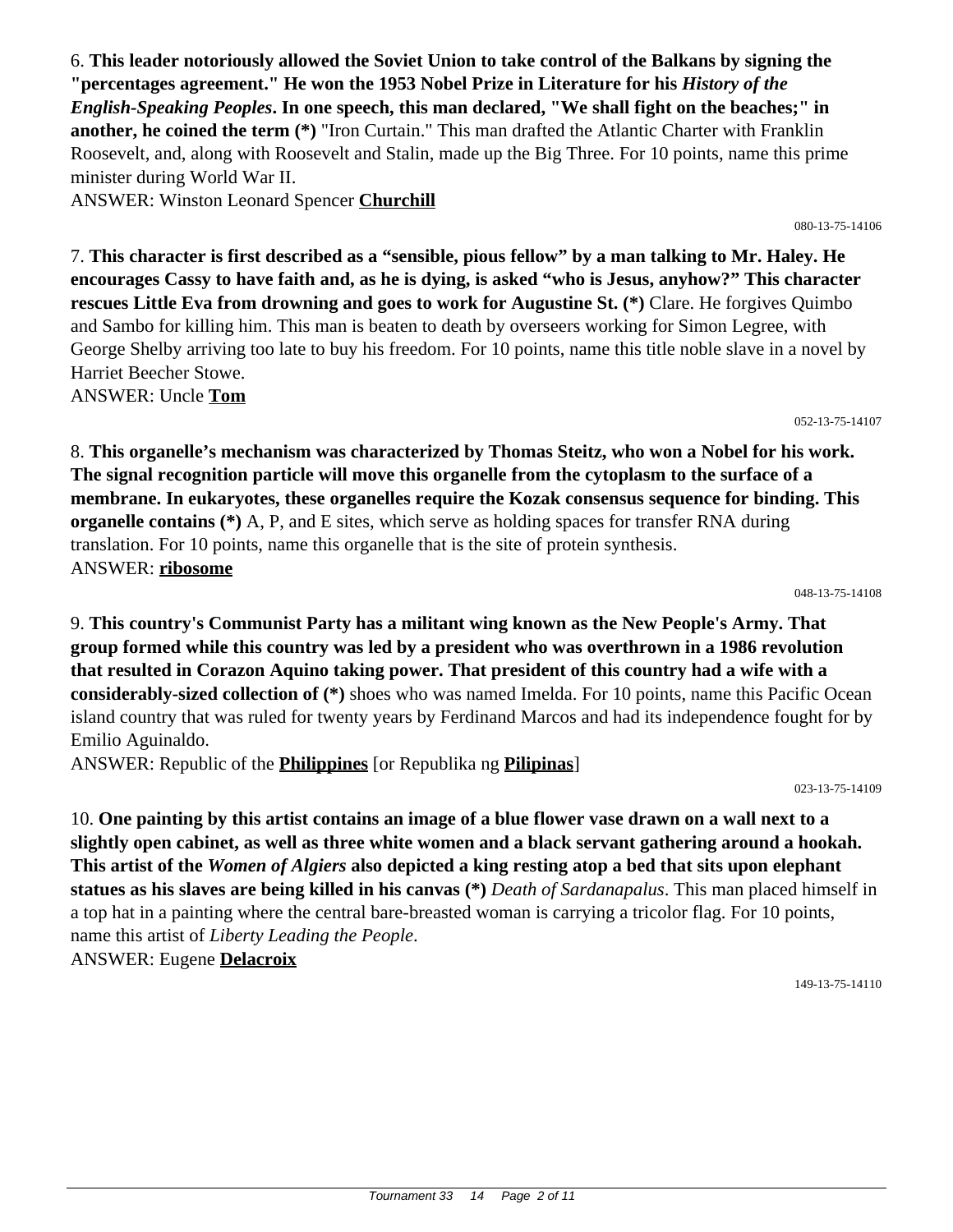6. **This leader notoriously allowed the Soviet Union to take control of the Balkans by signing the "percentages agreement." He won the 1953 Nobel Prize in Literature for his *History of the English-Speaking Peoples*. In one speech, this man declared, "We shall fight on the beaches;" in another, he coined the term (*)** "Iron Curtain." This man drafted the Atlantic Charter with Franklin Roosevelt, and, along with Roosevelt and Stalin, made up the Big Three. For 10 points, name this prime minister during World War II.

ANSWER: Winston Leonard Spencer **Churchill**

080-13-75-14106

7. **This character is first described as a "sensible, pious fellow" by a man talking to Mr. Haley. He encourages Cassy to have faith and, as he is dying, is asked "who is Jesus, anyhow?" This character rescues Little Eva from drowning and goes to work for Augustine St. (*)** Clare. He forgives Quimbo and Sambo for killing him. This man is beaten to death by overseers working for Simon Legree, with George Shelby arriving too late to buy his freedom. For 10 points, name this title noble slave in a novel by Harriet Beecher Stowe.

ANSWER: Uncle **Tom**

052-13-75-14107

8. **This organelle's mechanism was characterized by Thomas Steitz, who won a Nobel for his work. The signal recognition particle will move this organelle from the cytoplasm to the surface of a membrane. In eukaryotes, these organelles require the Kozak consensus sequence for binding. This organelle contains (*)** A, P, and E sites, which serve as holding spaces for transfer RNA during translation. For 10 points, name this organelle that is the site of protein synthesis.

ANSWER: **ribosome**

048-13-75-14108

9. **This country's Communist Party has a militant wing known as the New People's Army. That group formed while this country was led by a president who was overthrown in a 1986 revolution that resulted in Corazon Aquino taking power. That president of this country had a wife with a considerably-sized collection of (*)** shoes who was named Imelda. For 10 points, name this Pacific Ocean island country that was ruled for twenty years by Ferdinand Marcos and had its independence fought for by Emilio Aguinaldo.

ANSWER: Republic of the **Philippines** [or Republika ng **Pilipinas**]

023-13-75-14109

10. **One painting by this artist contains an image of a blue flower vase drawn on a wall next to a slightly open cabinet, as well as three white women and a black servant gathering around a hookah. This artist of the *Women of Algiers* also depicted a king resting atop a bed that sits upon elephant statues as his slaves are being killed in his canvas (*)** *Death of Sardanapalus*. This man placed himself in a top hat in a painting where the central bare-breasted woman is carrying a tricolor flag. For 10 points, name this artist of *Liberty Leading the People*.

ANSWER: Eugene **Delacroix**

149-13-75-14110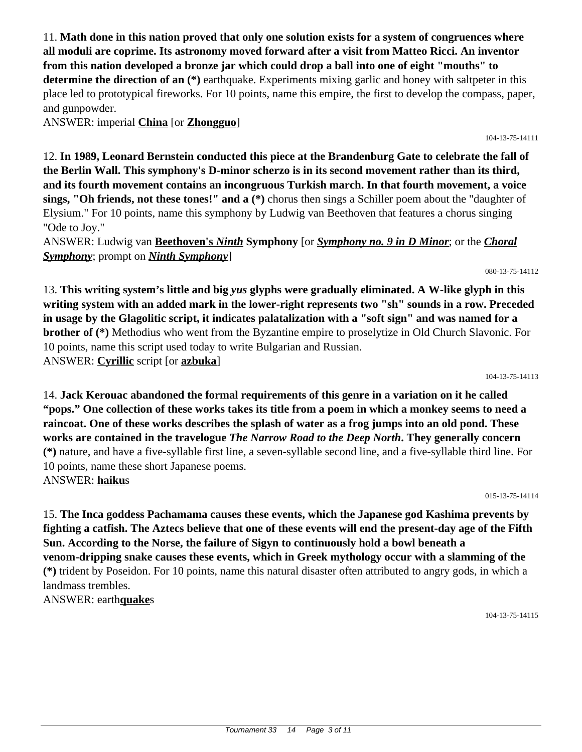11. **Math done in this nation proved that only one solution exists for a system of congruences where all moduli are coprime. Its astronomy moved forward after a visit from Matteo Ricci. An inventor from this nation developed a bronze jar which could drop a ball into one of eight "mouths" to determine the direction of an (*)** earthquake. Experiments mixing garlic and honey with saltpeter in this place led to prototypical fireworks. For 10 points, name this empire, the first to develop the compass, paper, and gunpowder.
ANSWER: imperial **China** [or **Zhongguo**]

104-13-75-14111

12. **In 1989, Leonard Bernstein conducted this piece at the Brandenburg Gate to celebrate the fall of the Berlin Wall. This symphony's D-minor scherzo is in its second movement rather than its third, and its fourth movement contains an incongruous Turkish march. In that fourth movement, a voice sings, "Oh friends, not these tones!" and a (*)** chorus then sings a Schiller poem about the "daughter of Elysium." For 10 points, name this symphony by Ludwig van Beethoven that features a chorus singing "Ode to Joy."
ANSWER: Ludwig van **Beethoven's *Ninth*** **Symphony** [or ***Symphony no. 9 in D Minor***; or the ***Choral Symphony***; prompt on ***Ninth Symphony***]

080-13-75-14112

13. **This writing system's little and big *yus* glyphs were gradually eliminated. A W-like glyph in this writing system with an added mark in the lower-right represents two "sh" sounds in a row. Preceded in usage by the Glagolitic script, it indicates palatalization with a "soft sign" and was named for a brother of (*)** Methodius who went from the Byzantine empire to proselytize in Old Church Slavonic. For 10 points, name this script used today to write Bulgarian and Russian.
ANSWER: **Cyrillic** script [or **azbuka**]

104-13-75-14113

14. **Jack Kerouac abandoned the formal requirements of this genre in a variation on it he called "pops." One collection of these works takes its title from a poem in which a monkey seems to need a raincoat. One of these works describes the splash of water as a frog jumps into an old pond. These works are contained in the travelogue *The Narrow Road to the Deep North*. They generally concern (*)** nature, and have a five-syllable first line, a seven-syllable second line, and a five-syllable third line. For 10 points, name these short Japanese poems.
ANSWER: **haiku**s

015-13-75-14114

15. **The Inca goddess Pachamama causes these events, which the Japanese god Kashima prevents by fighting a catfish. The Aztecs believe that one of these events will end the present-day age of the Fifth Sun. According to the Norse, the failure of Sigyn to continuously hold a bowl beneath a venom-dripping snake causes these events, which in Greek mythology occur with a slamming of the (*)** trident by Poseidon. For 10 points, name this natural disaster often attributed to angry gods, in which a landmass trembles.
ANSWER: earth**quake**s

104-13-75-14115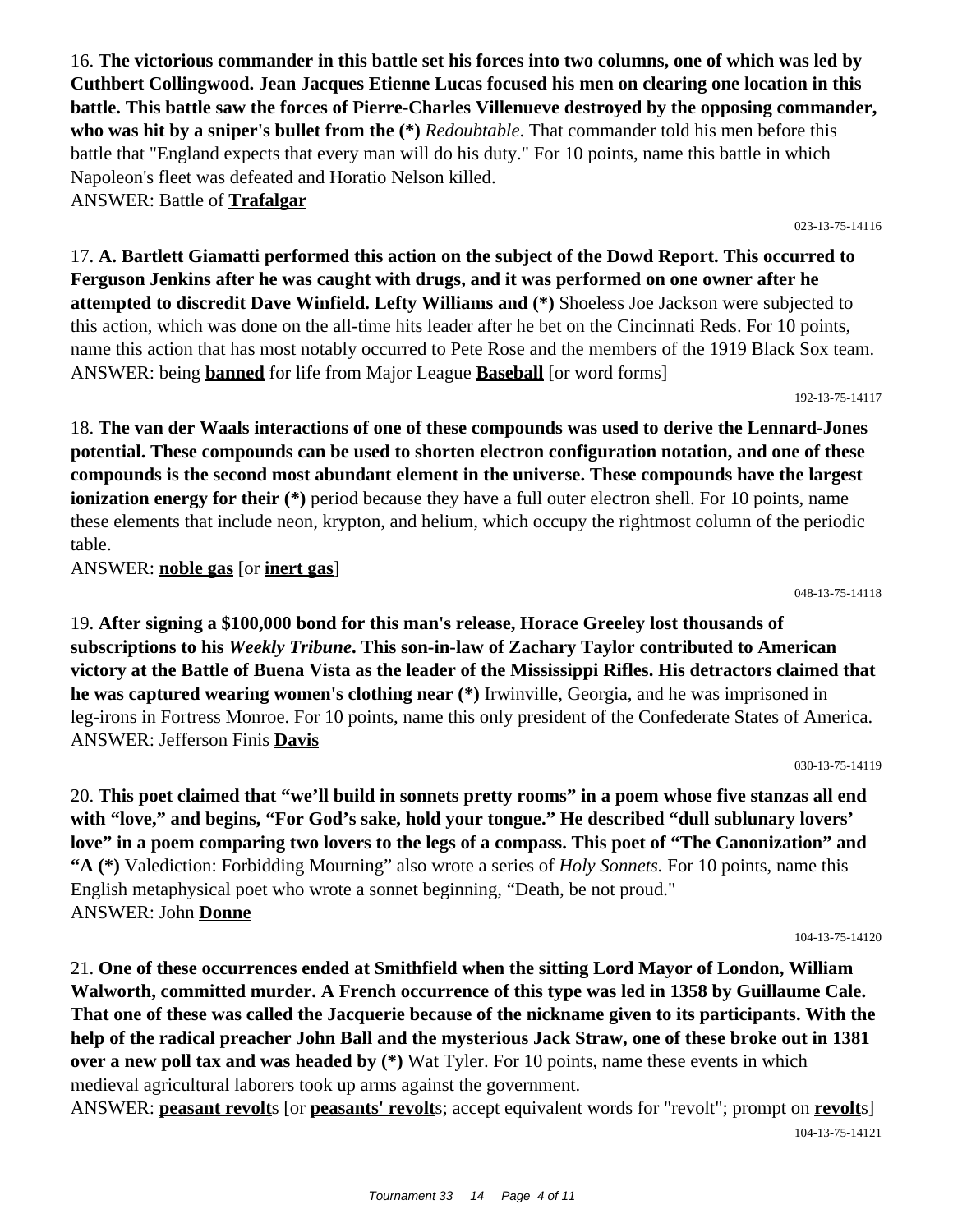16. **The victorious commander in this battle set his forces into two columns, one of which was led by Cuthbert Collingwood. Jean Jacques Etienne Lucas focused his men on clearing one location in this battle. This battle saw the forces of Pierre-Charles Villenueve destroyed by the opposing commander, who was hit by a sniper's bullet from the (*)** *Redoubtable*. That commander told his men before this battle that "England expects that every man will do his duty." For 10 points, name this battle in which Napoleon's fleet was defeated and Horatio Nelson killed.
ANSWER: Battle of **Trafalgar**

023-13-75-14116

17. **A. Bartlett Giamatti performed this action on the subject of the Dowd Report. This occurred to Ferguson Jenkins after he was caught with drugs, and it was performed on one owner after he attempted to discredit Dave Winfield. Lefty Williams and (*)** Shoeless Joe Jackson were subjected to this action, which was done on the all-time hits leader after he bet on the Cincinnati Reds. For 10 points, name this action that has most notably occurred to Pete Rose and the members of the 1919 Black Sox team.
ANSWER: being **banned** for life from Major League **Baseball** [or word forms]

192-13-75-14117

18. **The van der Waals interactions of one of these compounds was used to derive the Lennard-Jones potential. These compounds can be used to shorten electron configuration notation, and one of these compounds is the second most abundant element in the universe. These compounds have the largest ionization energy for their (*)** period because they have a full outer electron shell. For 10 points, name these elements that include neon, krypton, and helium, which occupy the rightmost column of the periodic table.
ANSWER: **noble gas** [or **inert gas**]

048-13-75-14118

19. **After signing a $100,000 bond for this man's release, Horace Greeley lost thousands of subscriptions to his *Weekly Tribune*. This son-in-law of Zachary Taylor contributed to American victory at the Battle of Buena Vista as the leader of the Mississippi Rifles. His detractors claimed that he was captured wearing women's clothing near (*)** Irwinville, Georgia, and he was imprisoned in leg-irons in Fortress Monroe. For 10 points, name this only president of the Confederate States of America.
ANSWER: Jefferson Finis **Davis**

030-13-75-14119

20. **This poet claimed that "we'll build in sonnets pretty rooms" in a poem whose five stanzas all end with "love," and begins, "For God's sake, hold your tongue." He described "dull sublunary lovers' love" in a poem comparing two lovers to the legs of a compass. This poet of "The Canonization" and "A (*)** Valediction: Forbidding Mourning" also wrote a series of *Holy Sonnets.* For 10 points, name this English metaphysical poet who wrote a sonnet beginning, "Death, be not proud."
ANSWER: John **Donne**

104-13-75-14120

21. **One of these occurrences ended at Smithfield when the sitting Lord Mayor of London, William Walworth, committed murder. A French occurrence of this type was led in 1358 by Guillaume Cale. That one of these was called the Jacquerie because of the nickname given to its participants. With the help of the radical preacher John Ball and the mysterious Jack Straw, one of these broke out in 1381 over a new poll tax and was headed by (*)** Wat Tyler. For 10 points, name these events in which medieval agricultural laborers took up arms against the government.
ANSWER: **peasant revolt**s [or **peasants' revolt**s; accept equivalent words for "revolt"; prompt on **revolt**s]

104-13-75-14121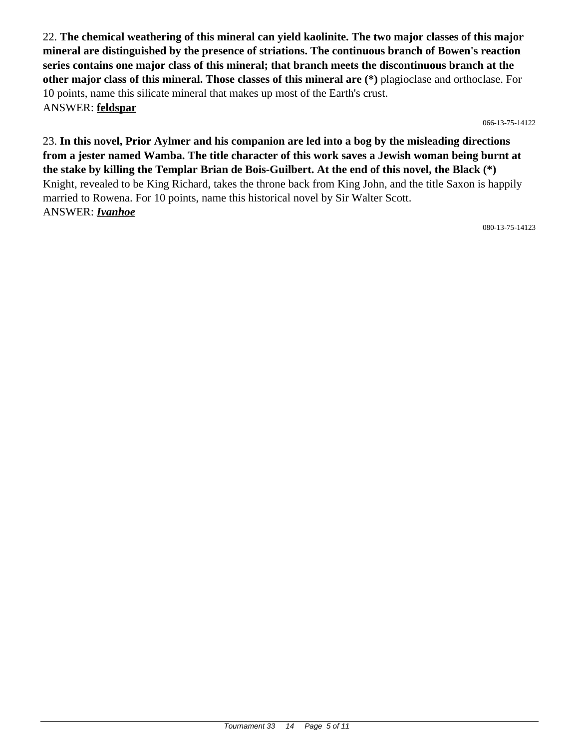22. **The chemical weathering of this mineral can yield kaolinite. The two major classes of this major mineral are distinguished by the presence of striations. The continuous branch of Bowen's reaction series contains one major class of this mineral; that branch meets the discontinuous branch at the other major class of this mineral. Those classes of this mineral are (*)** plagioclase and orthoclase. For 10 points, name this silicate mineral that makes up most of the Earth's crust.
ANSWER: **feldspar**

066-13-75-14122

23. **In this novel, Prior Aylmer and his companion are led into a bog by the misleading directions from a jester named Wamba. The title character of this work saves a Jewish woman being burnt at the stake by killing the Templar Brian de Bois-Guilbert. At the end of this novel, the Black (*)** Knight, revealed to be King Richard, takes the throne back from King John, and the title Saxon is happily married to Rowena. For 10 points, name this historical novel by Sir Walter Scott.
ANSWER: ***Ivanhoe***

080-13-75-14123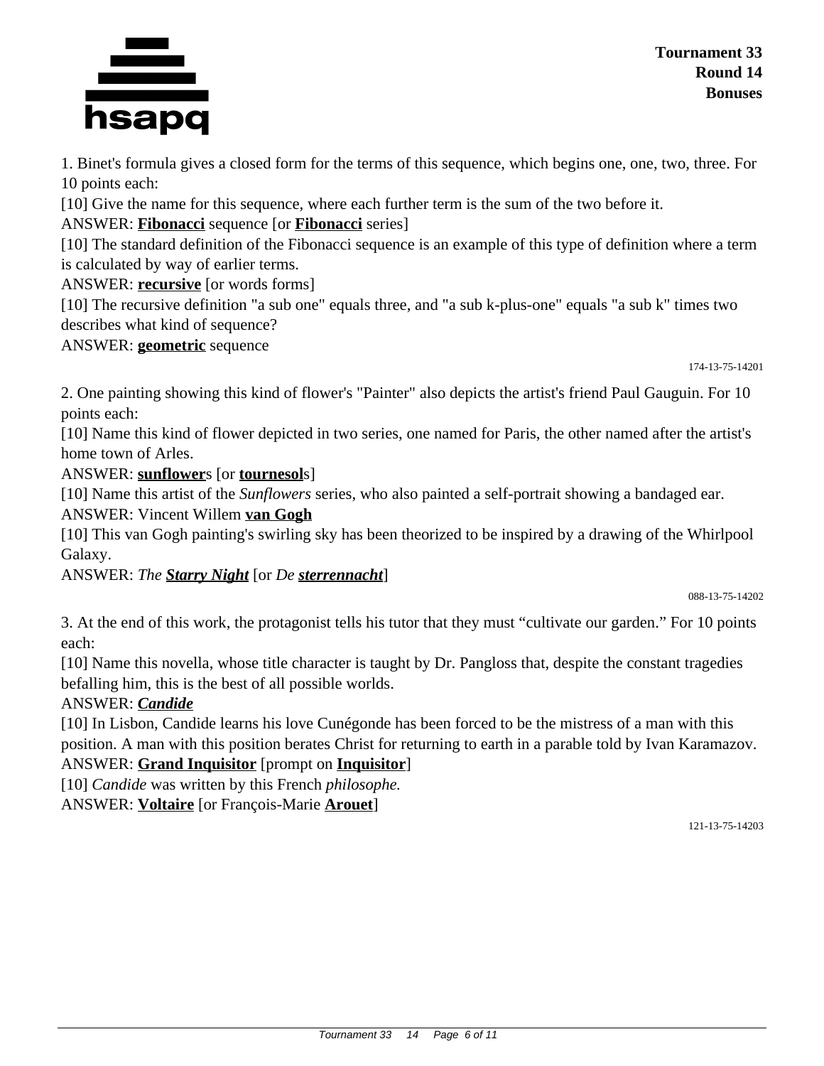1. Binet's formula gives a closed form for the terms of this sequence, which begins one, one, two, three. For 10 points each:

[10] Give the name for this sequence, where each further term is the sum of the two before it.

ANSWER: **Fibonacci** sequence [or **Fibonacci** series]

[10] The standard definition of the Fibonacci sequence is an example of this type of definition where a term is calculated by way of earlier terms.

ANSWER: **recursive** [or words forms]

[10] The recursive definition "a sub one" equals three, and "a sub k-plus-one" equals "a sub k" times two describes what kind of sequence?

ANSWER: **geometric** sequence

174-13-75-14201

2. One painting showing this kind of flower's "Painter" also depicts the artist's friend Paul Gauguin. For 10 points each:

[10] Name this kind of flower depicted in two series, one named for Paris, the other named after the artist's home town of Arles.

ANSWER: **sunflower**s [or **tournesol**s]

[10] Name this artist of the *Sunflowers* series, who also painted a self-portrait showing a bandaged ear.

ANSWER: Vincent Willem **van Gogh**

[10] This van Gogh painting's swirling sky has been theorized to be inspired by a drawing of the Whirlpool Galaxy.

ANSWER: *The **Starry Night*** [or *De **sterrennacht***]

088-13-75-14202

3. At the end of this work, the protagonist tells his tutor that they must "cultivate our garden." For 10 points each:

[10] Name this novella, whose title character is taught by Dr. Pangloss that, despite the constant tragedies befalling him, this is the best of all possible worlds.

ANSWER: ***Candide***

[10] In Lisbon, Candide learns his love Cunégonde has been forced to be the mistress of a man with this position. A man with this position berates Christ for returning to earth in a parable told by Ivan Karamazov.

ANSWER: **Grand Inquisitor** [prompt on **Inquisitor**]

[10] *Candide* was written by this French *philosophe.*

ANSWER: **Voltaire** [or François-Marie **Arouet**]

121-13-75-14203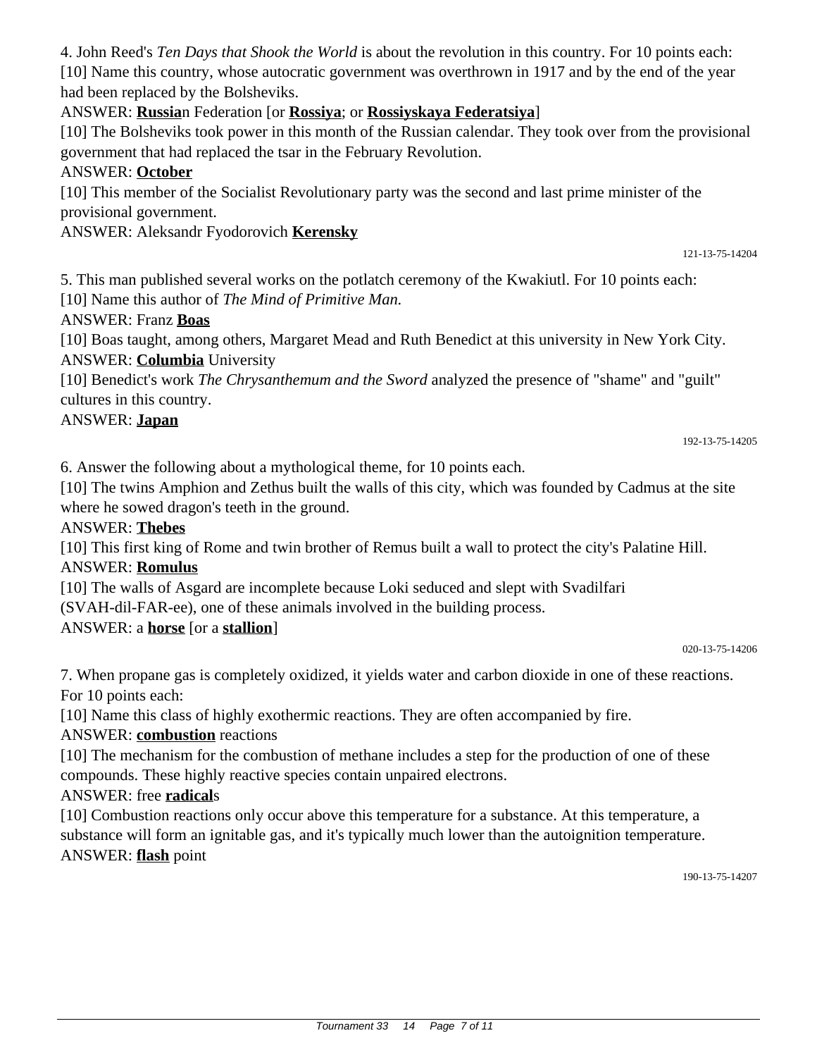4. John Reed's *Ten Days that Shook the World* is about the revolution in this country. For 10 points each:

[10] Name this country, whose autocratic government was overthrown in 1917 and by the end of the year had been replaced by the Bolsheviks.

ANSWER: **Russia**n Federation [or **Rossiya**; or **Rossiyskaya Federatsiya**]

[10] The Bolsheviks took power in this month of the Russian calendar. They took over from the provisional government that had replaced the tsar in the February Revolution.

ANSWER: **October**

[10] This member of the Socialist Revolutionary party was the second and last prime minister of the provisional government.

ANSWER: Aleksandr Fyodorovich **Kerensky**

121-13-75-14204

5. This man published several works on the potlatch ceremony of the Kwakiutl. For 10 points each:

[10] Name this author of *The Mind of Primitive Man.*

ANSWER: Franz **Boas**

[10] Boas taught, among others, Margaret Mead and Ruth Benedict at this university in New York City.

ANSWER: **Columbia** University

[10] Benedict's work *The Chrysanthemum and the Sword* analyzed the presence of "shame" and "guilt" cultures in this country.

ANSWER: **Japan**

192-13-75-14205

6. Answer the following about a mythological theme, for 10 points each.

[10] The twins Amphion and Zethus built the walls of this city, which was founded by Cadmus at the site where he sowed dragon's teeth in the ground.

ANSWER: **Thebes**

[10] This first king of Rome and twin brother of Remus built a wall to protect the city's Palatine Hill.

ANSWER: **Romulus**

[10] The walls of Asgard are incomplete because Loki seduced and slept with Svadilfari (SVAH-dil-FAR-ee), one of these animals involved in the building process.

ANSWER: a **horse** [or a **stallion**]

020-13-75-14206

7. When propane gas is completely oxidized, it yields water and carbon dioxide in one of these reactions. For 10 points each:

[10] Name this class of highly exothermic reactions. They are often accompanied by fire.

ANSWER: **combustion** reactions

[10] The mechanism for the combustion of methane includes a step for the production of one of these compounds. These highly reactive species contain unpaired electrons.

ANSWER: free **radical**s

[10] Combustion reactions only occur above this temperature for a substance. At this temperature, a substance will form an ignitable gas, and it's typically much lower than the autoignition temperature.

ANSWER: **flash** point

190-13-75-14207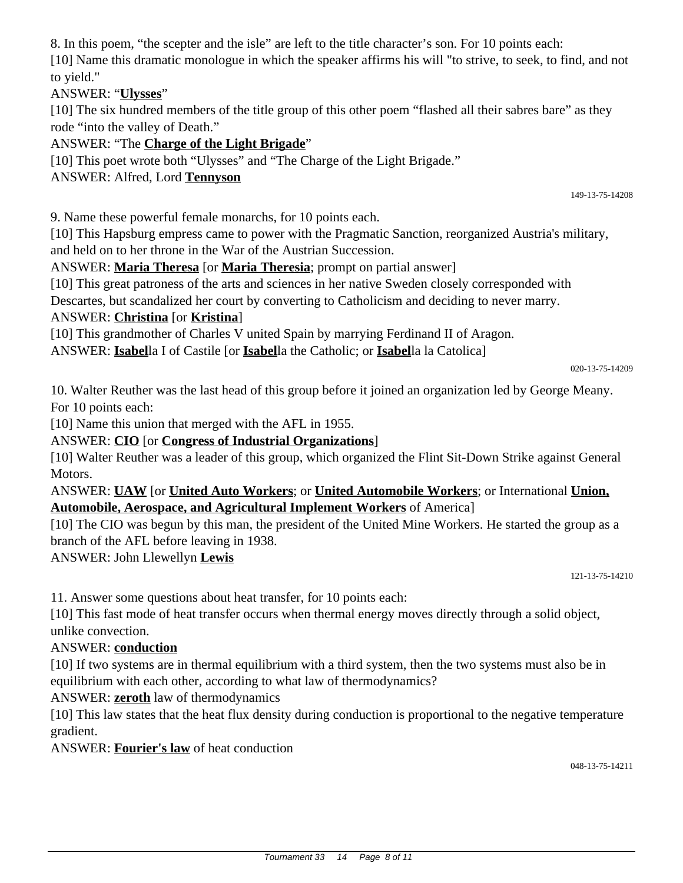8. In this poem, "the scepter and the isle" are left to the title character's son. For 10 points each:

[10] Name this dramatic monologue in which the speaker affirms his will "to strive, to seek, to find, and not to yield."

ANSWER: "**Ulysses**"

[10] The six hundred members of the title group of this other poem "flashed all their sabres bare" as they rode "into the valley of Death."

ANSWER: "The **Charge of the Light Brigade**"

[10] This poet wrote both "Ulysses" and "The Charge of the Light Brigade."

ANSWER: Alfred, Lord **Tennyson**

149-13-75-14208

9. Name these powerful female monarchs, for 10 points each.

[10] This Hapsburg empress came to power with the Pragmatic Sanction, reorganized Austria's military, and held on to her throne in the War of the Austrian Succession.

ANSWER: **Maria Theresa** [or **Maria Theresia**; prompt on partial answer]

[10] This great patroness of the arts and sciences in her native Sweden closely corresponded with Descartes, but scandalized her court by converting to Catholicism and deciding to never marry.

ANSWER: **Christina** [or **Kristina**]

[10] This grandmother of Charles V united Spain by marrying Ferdinand II of Aragon.

ANSWER: **Isabel**la I of Castile [or **Isabel**la the Catholic; or **Isabel**la la Catolica]

020-13-75-14209

10. Walter Reuther was the last head of this group before it joined an organization led by George Meany. For 10 points each:

[10] Name this union that merged with the AFL in 1955.

ANSWER: **CIO** [or **Congress of Industrial Organizations**]

[10] Walter Reuther was a leader of this group, which organized the Flint Sit-Down Strike against General Motors.

ANSWER: **UAW** [or **United Auto Workers**; or **United Automobile Workers**; or International **Union, Automobile, Aerospace, and Agricultural Implement Workers** of America]

[10] The CIO was begun by this man, the president of the United Mine Workers. He started the group as a branch of the AFL before leaving in 1938.

ANSWER: John Llewellyn **Lewis**

121-13-75-14210

11. Answer some questions about heat transfer, for 10 points each:

[10] This fast mode of heat transfer occurs when thermal energy moves directly through a solid object, unlike convection.

ANSWER: **conduction**

[10] If two systems are in thermal equilibrium with a third system, then the two systems must also be in equilibrium with each other, according to what law of thermodynamics?

ANSWER: **zeroth** law of thermodynamics

[10] This law states that the heat flux density during conduction is proportional to the negative temperature gradient.

ANSWER: **Fourier's law** of heat conduction

048-13-75-14211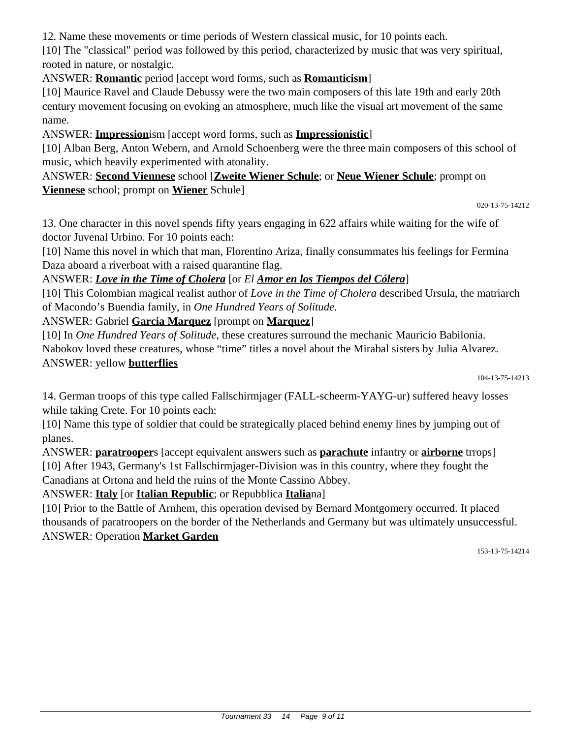12. Name these movements or time periods of Western classical music, for 10 points each.

[10] The "classical" period was followed by this period, characterized by music that was very spiritual, rooted in nature, or nostalgic.

ANSWER: **Romantic** period [accept word forms, such as **Romanticism**]

[10] Maurice Ravel and Claude Debussy were the two main composers of this late 19th and early 20th century movement focusing on evoking an atmosphere, much like the visual art movement of the same name.

ANSWER: **Impression**ism [accept word forms, such as **Impressionistic**]

[10] Alban Berg, Anton Webern, and Arnold Schoenberg were the three main composers of this school of music, which heavily experimented with atonality.

ANSWER: **Second Viennese** school [**Zweite Wiener Schule**; or **Neue Wiener Schule**; prompt on **Viennese** school; prompt on **Wiener** Schule]

020-13-75-14212

13. One character in this novel spends fifty years engaging in 622 affairs while waiting for the wife of doctor Juvenal Urbino. For 10 points each:

[10] Name this novel in which that man, Florentino Ariza, finally consummates his feelings for Fermina Daza aboard a riverboat with a raised quarantine flag.

ANSWER: ***Love in the Time of Cholera*** [or *El* ***Amor en los Tiempos del Cólera***]

[10] This Colombian magical realist author of *Love in the Time of Cholera* described Ursula, the matriarch of Macondo's Buendia family, in *One Hundred Years of Solitude*.

ANSWER: Gabriel **Garcia Marquez** [prompt on **Marquez**]

[10] In *One Hundred Years of Solitude*, these creatures surround the mechanic Mauricio Babilonia. Nabokov loved these creatures, whose "time" titles a novel about the Mirabal sisters by Julia Alvarez.

ANSWER: yellow **butterflies**

104-13-75-14213

14. German troops of this type called Fallschirmjager (FALL-scheerm-YAYG-ur) suffered heavy losses while taking Crete. For 10 points each:

[10] Name this type of soldier that could be strategically placed behind enemy lines by jumping out of planes.

ANSWER: **paratrooper**s [accept equivalent answers such as **parachute** infantry or **airborne** trrops]

[10] After 1943, Germany's 1st Fallschirmjager-Division was in this country, where they fought the Canadians at Ortona and held the ruins of the Monte Cassino Abbey.

ANSWER: **Italy** [or **Italian Republic**; or Repubblica **Italia**na]

[10] Prior to the Battle of Arnhem, this operation devised by Bernard Montgomery occurred. It placed thousands of paratroopers on the border of the Netherlands and Germany but was ultimately unsuccessful.

ANSWER: Operation **Market Garden**

153-13-75-14214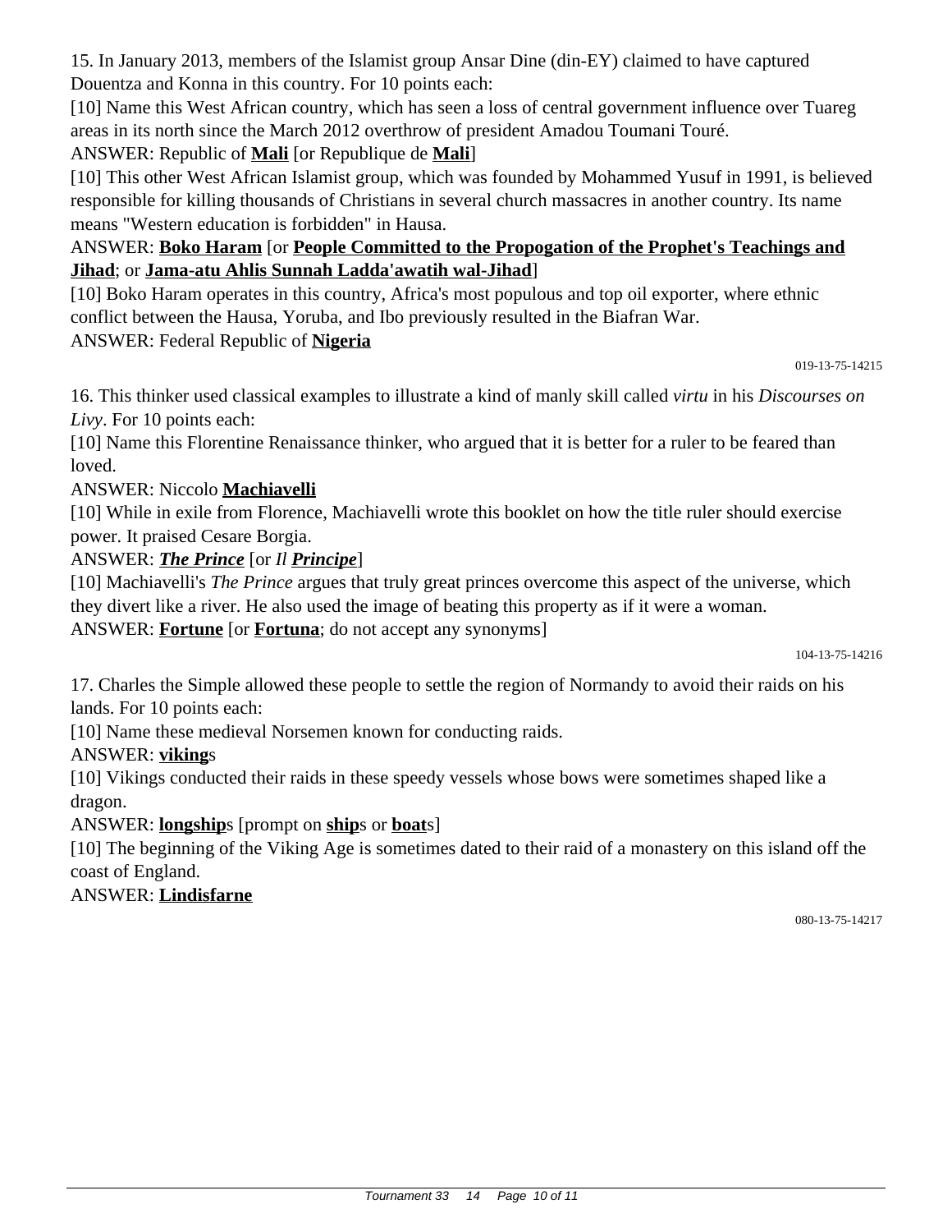15. In January 2013, members of the Islamist group Ansar Dine (din-EY) claimed to have captured Douentza and Konna in this country. For 10 points each:

[10] Name this West African country, which has seen a loss of central government influence over Tuareg areas in its north since the March 2012 overthrow of president Amadou Toumani Touré.

ANSWER: Republic of **Mali** [or Republique de **Mali**]

[10] This other West African Islamist group, which was founded by Mohammed Yusuf in 1991, is believed responsible for killing thousands of Christians in several church massacres in another country. Its name means "Western education is forbidden" in Hausa.

ANSWER: **Boko Haram** [or **People Committed to the Propogation of the Prophet's Teachings and Jihad**; or **Jama-atu Ahlis Sunnah Ladda'awatih wal-Jihad**]

[10] Boko Haram operates in this country, Africa's most populous and top oil exporter, where ethnic conflict between the Hausa, Yoruba, and Ibo previously resulted in the Biafran War.

ANSWER: Federal Republic of **Nigeria**

019-13-75-14215

16. This thinker used classical examples to illustrate a kind of manly skill called *virtu* in his *Discourses on Livy*. For 10 points each:

[10] Name this Florentine Renaissance thinker, who argued that it is better for a ruler to be feared than loved.

ANSWER: Niccolo **Machiavelli**

[10] While in exile from Florence, Machiavelli wrote this booklet on how the title ruler should exercise power. It praised Cesare Borgia.

ANSWER: ***The Prince*** [or *Il* ***Principe***]

[10] Machiavelli's *The Prince* argues that truly great princes overcome this aspect of the universe, which they divert like a river. He also used the image of beating this property as if it were a woman.

ANSWER: **Fortune** [or **Fortuna**; do not accept any synonyms]

104-13-75-14216

17. Charles the Simple allowed these people to settle the region of Normandy to avoid their raids on his lands. For 10 points each:

[10] Name these medieval Norsemen known for conducting raids.

ANSWER: **viking**s

[10] Vikings conducted their raids in these speedy vessels whose bows were sometimes shaped like a dragon.

ANSWER: **longship**s [prompt on **ship**s or **boat**s]

[10] The beginning of the Viking Age is sometimes dated to their raid of a monastery on this island off the coast of England.

ANSWER: **Lindisfarne**

080-13-75-14217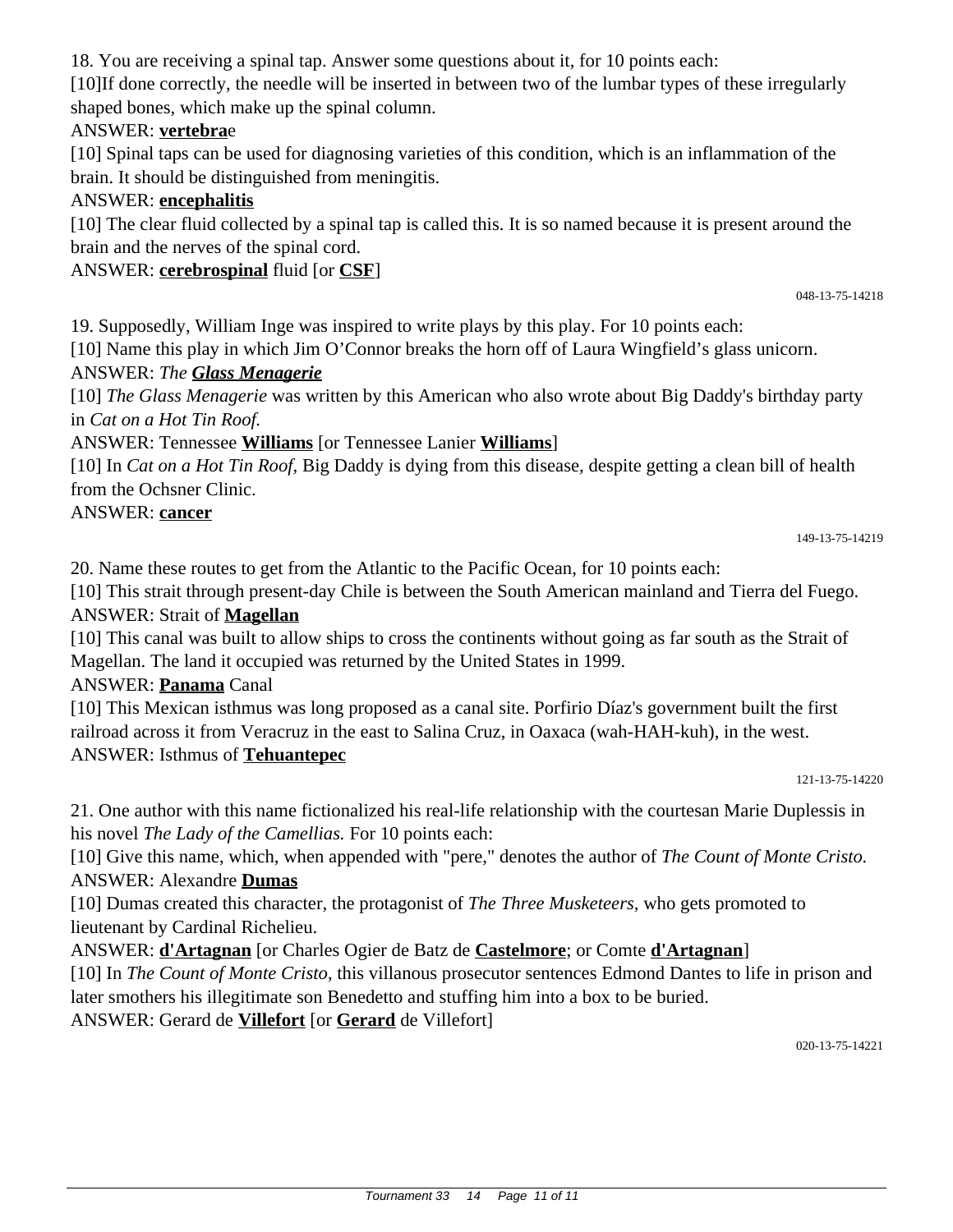18. You are receiving a spinal tap. Answer some questions about it, for 10 points each:

[10]If done correctly, the needle will be inserted in between two of the lumbar types of these irregularly shaped bones, which make up the spinal column.

ANSWER: **vertebra**e

[10] Spinal taps can be used for diagnosing varieties of this condition, which is an inflammation of the brain. It should be distinguished from meningitis.

ANSWER: **encephalitis**

[10] The clear fluid collected by a spinal tap is called this. It is so named because it is present around the brain and the nerves of the spinal cord.

ANSWER: **cerebrospinal** fluid [or **CSF**]

048-13-75-14218

19. Supposedly, William Inge was inspired to write plays by this play. For 10 points each:

[10] Name this play in which Jim O'Connor breaks the horn off of Laura Wingfield's glass unicorn.

ANSWER: *The **Glass Menagerie***

[10] *The Glass Menagerie* was written by this American who also wrote about Big Daddy's birthday party in *Cat on a Hot Tin Roof.*

ANSWER: Tennessee **Williams** [or Tennessee Lanier **Williams**]

[10] In *Cat on a Hot Tin Roof,* Big Daddy is dying from this disease, despite getting a clean bill of health from the Ochsner Clinic.

ANSWER: **cancer**

149-13-75-14219

20. Name these routes to get from the Atlantic to the Pacific Ocean, for 10 points each:

[10] This strait through present-day Chile is between the South American mainland and Tierra del Fuego.

ANSWER: Strait of **Magellan**

[10] This canal was built to allow ships to cross the continents without going as far south as the Strait of Magellan. The land it occupied was returned by the United States in 1999.

ANSWER: **Panama** Canal

[10] This Mexican isthmus was long proposed as a canal site. Porfirio Díaz's government built the first railroad across it from Veracruz in the east to Salina Cruz, in Oaxaca (wah-HAH-kuh), in the west.

ANSWER: Isthmus of **Tehuantepec**

121-13-75-14220

21. One author with this name fictionalized his real-life relationship with the courtesan Marie Duplessis in his novel *The Lady of the Camellias.* For 10 points each:

[10] Give this name, which, when appended with "pere," denotes the author of *The Count of Monte Cristo.*

ANSWER: Alexandre **Dumas**

[10] Dumas created this character, the protagonist of *The Three Musketeers,* who gets promoted to lieutenant by Cardinal Richelieu.

ANSWER: **d'Artagnan** [or Charles Ogier de Batz de **Castelmore**; or Comte **d'Artagnan**]

[10] In *The Count of Monte Cristo*, this villanous prosecutor sentences Edmond Dantes to life in prison and later smothers his illegitimate son Benedetto and stuffing him into a box to be buried.

ANSWER: Gerard de **Villefort** [or **Gerard** de Villefort]

020-13-75-14221